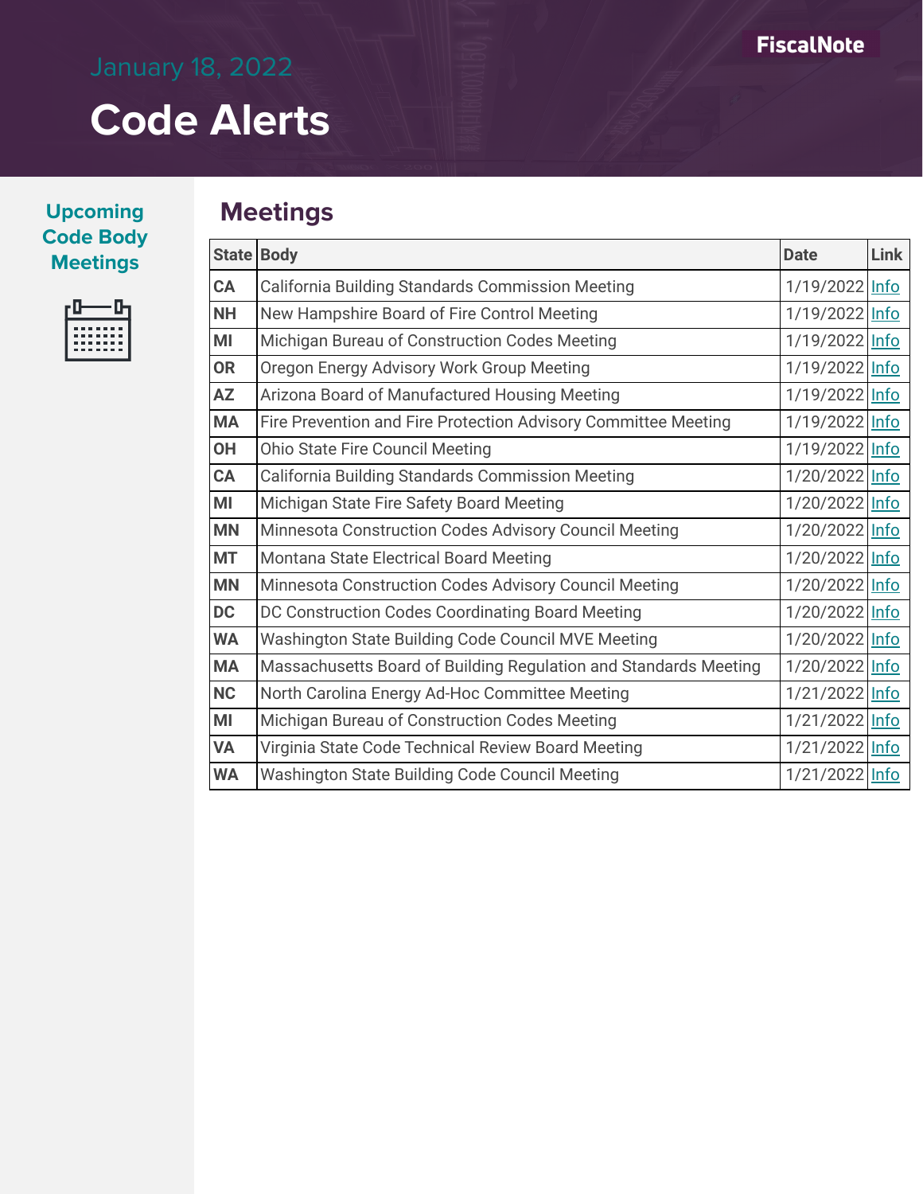January 18, 2022

# Code Alerts

FiscalNote

## Upcoming Code Body Meetings

## Meetings

| State | Body | Date | Link |
|---|---|---|---|
| CA | California Building Standards Commission Meeting | 1/19/2022 | Info |
| NH | New Hampshire Board of Fire Control Meeting | 1/19/2022 | Info |
| MI | Michigan Bureau of Construction Codes Meeting | 1/19/2022 | Info |
| OR | Oregon Energy Advisory Work Group Meeting | 1/19/2022 | Info |
| AZ | Arizona Board of Manufactured Housing Meeting | 1/19/2022 | Info |
| MA | Fire Prevention and Fire Protection Advisory Committee Meeting | 1/19/2022 | Info |
| OH | Ohio State Fire Council Meeting | 1/19/2022 | Info |
| CA | California Building Standards Commission Meeting | 1/20/2022 | Info |
| MI | Michigan State Fire Safety Board Meeting | 1/20/2022 | Info |
| MN | Minnesota Construction Codes Advisory Council Meeting | 1/20/2022 | Info |
| MT | Montana State Electrical Board Meeting | 1/20/2022 | Info |
| MN | Minnesota Construction Codes Advisory Council Meeting | 1/20/2022 | Info |
| DC | DC Construction Codes Coordinating Board Meeting | 1/20/2022 | Info |
| WA | Washington State Building Code Council MVE Meeting | 1/20/2022 | Info |
| MA | Massachusetts Board of Building Regulation and Standards Meeting | 1/20/2022 | Info |
| NC | North Carolina Energy Ad-Hoc Committee Meeting | 1/21/2022 | Info |
| MI | Michigan Bureau of Construction Codes Meeting | 1/21/2022 | Info |
| VA | Virginia State Code Technical Review Board Meeting | 1/21/2022 | Info |
| WA | Washington State Building Code Council Meeting | 1/21/2022 | Info |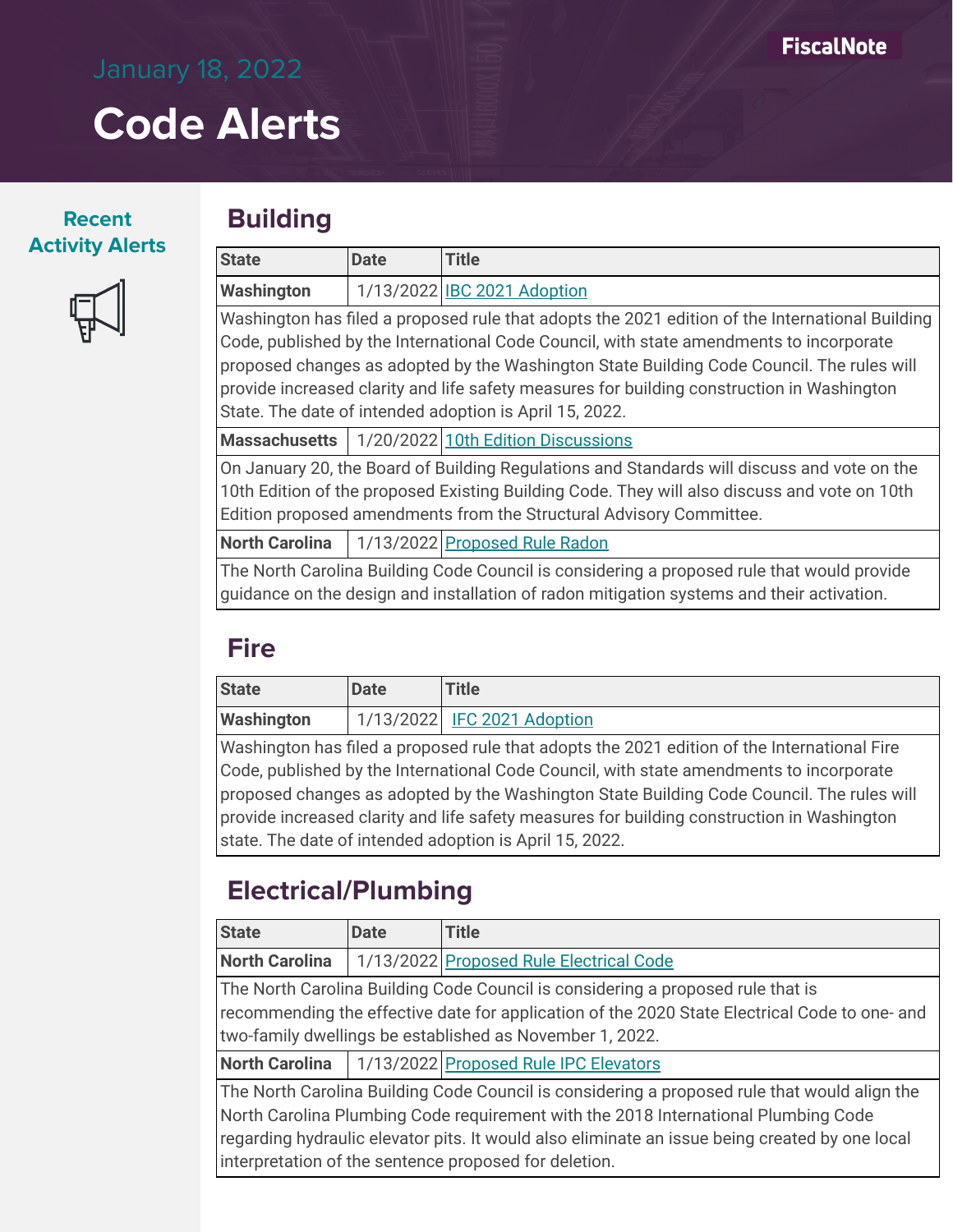January 18, 2022

# Code Alerts

FiscalNote

**Recent Activity Alerts**

## Building

| State | Date | Title |
|---|---|---|
| **Washington** | 1/13/2022 | IBC 2021 Adoption |
| Washington has filed a proposed rule that adopts the 2021 edition of the International Building Code, published by the International Code Council, with state amendments to incorporate proposed changes as adopted by the Washington State Building Code Council. The rules will provide increased clarity and life safety measures for building construction in Washington State. The date of intended adoption is April 15, 2022. | | |
| **Massachusetts** | 1/20/2022 | 10th Edition Discussions |
| On January 20, the Board of Building Regulations and Standards will discuss and vote on the 10th Edition of the proposed Existing Building Code. They will also discuss and vote on 10th Edition proposed amendments from the Structural Advisory Committee. | | |
| **North Carolina** | 1/13/2022 | Proposed Rule Radon |
| The North Carolina Building Code Council is considering a proposed rule that would provide guidance on the design and installation of radon mitigation systems and their activation. | | |

## Fire

| State | Date | Title |
|---|---|---|
| **Washington** | 1/13/2022 | IFC 2021 Adoption |
| Washington has filed a proposed rule that adopts the 2021 edition of the International Fire Code, published by the International Code Council, with state amendments to incorporate proposed changes as adopted by the Washington State Building Code Council. The rules will provide increased clarity and life safety measures for building construction in Washington state. The date of intended adoption is April 15, 2022. | | |

## Electrical/Plumbing

| State | Date | Title |
|---|---|---|
| **North Carolina** | 1/13/2022 | Proposed Rule Electrical Code |
| The North Carolina Building Code Council is considering a proposed rule that is recommending the effective date for application of the 2020 State Electrical Code to one- and two-family dwellings be established as November 1, 2022. | | |
| **North Carolina** | 1/13/2022 | Proposed Rule IPC Elevators |
| The North Carolina Building Code Council is considering a proposed rule that would align the North Carolina Plumbing Code requirement with the 2018 International Plumbing Code regarding hydraulic elevator pits. It would also eliminate an issue being created by one local interpretation of the sentence proposed for deletion. | | |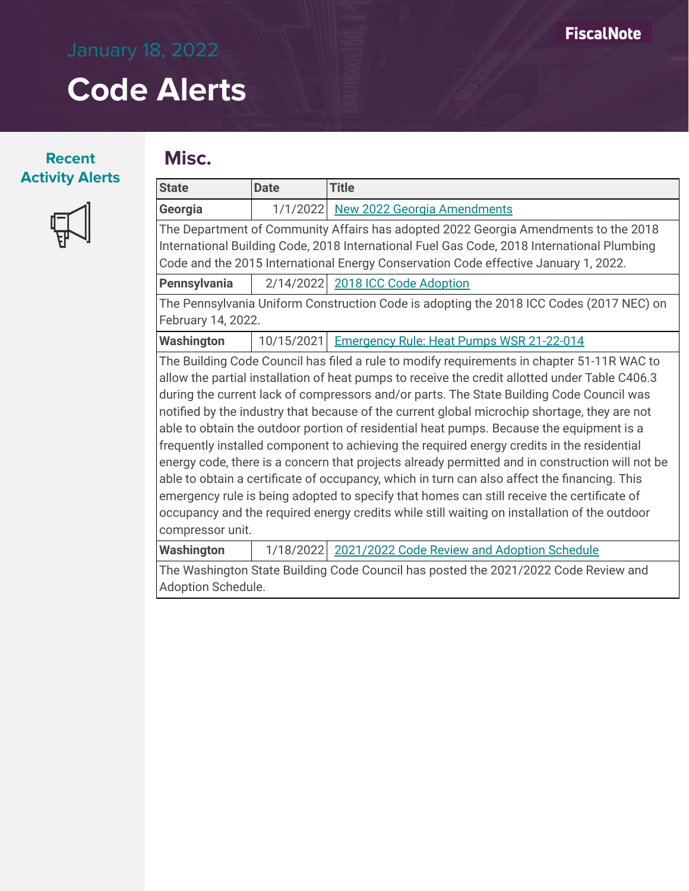January 18, 2022

# Code Alerts

**Recent Activity Alerts**

## Misc.

| State | Date | Title |
|---|---|---|
| **Georgia** | 1/1/2022 | New 2022 Georgia Amendments |
| The Department of Community Affairs has adopted 2022 Georgia Amendments to the 2018 International Building Code, 2018 International Fuel Gas Code, 2018 International Plumbing Code and the 2015 International Energy Conservation Code effective January 1, 2022. | | |
| **Pennsylvania** | 2/14/2022 | 2018 ICC Code Adoption |
| The Pennsylvania Uniform Construction Code is adopting the 2018 ICC Codes (2017 NEC) on February 14, 2022. | | |
| **Washington** | 10/15/2021 | Emergency Rule: Heat Pumps WSR 21-22-014 |
| The Building Code Council has filed a rule to modify requirements in chapter 51-11R WAC to allow the partial installation of heat pumps to receive the credit allotted under Table C406.3 during the current lack of compressors and/or parts. The State Building Code Council was notified by the industry that because of the current global microchip shortage, they are not able to obtain the outdoor portion of residential heat pumps. Because the equipment is a frequently installed component to achieving the required energy credits in the residential energy code, there is a concern that projects already permitted and in construction will not be able to obtain a certificate of occupancy, which in turn can also affect the financing. This emergency rule is being adopted to specify that homes can still receive the certificate of occupancy and the required energy credits while still waiting on installation of the outdoor compressor unit. | | |
| **Washington** | 1/18/2022 | 2021/2022 Code Review and Adoption Schedule |
| The Washington State Building Code Council has posted the 2021/2022 Code Review and Adoption Schedule. | | |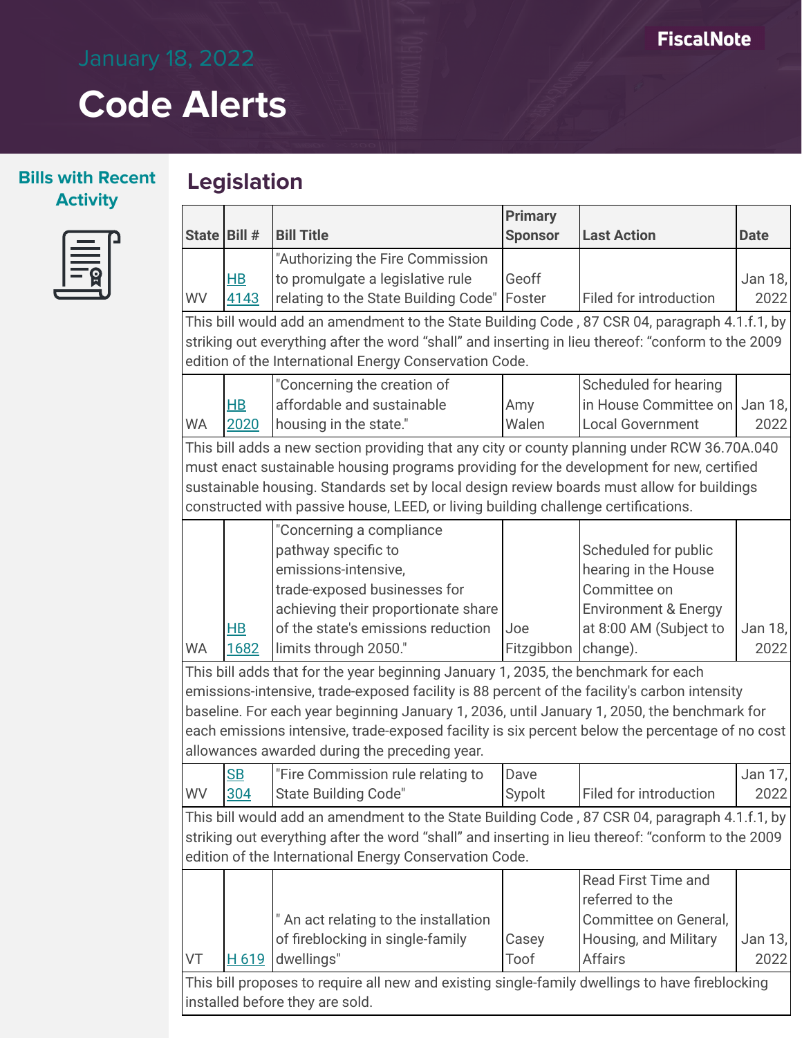# January 18, 2022

# Code Alerts

## Bills with Recent Activity

## Legislation

| State | Bill # | Bill Title | Primary Sponsor | Last Action | Date |
|---|---|---|---|---|---|
| WV | HB 4143 | "Authorizing the Fire Commission to promulgate a legislative rule relating to the State Building Code" | Geoff Foster | Filed for introduction | Jan 18, 2022 |
| This bill would add an amendment to the State Building Code , 87 CSR 04, paragraph 4.1.f.1, by striking out everything after the word "shall" and inserting in lieu thereof: "conform to the 2009 edition of the International Energy Conservation Code. | | | | | |
| WA | HB 2020 | "Concerning the creation of affordable and sustainable housing in the state." | Amy Walen | Scheduled for hearing in House Committee on Local Government | Jan 18, 2022 |
| This bill adds a new section providing that any city or county planning under RCW 36.70A.040 must enact sustainable housing programs providing for the development for new, certified sustainable housing. Standards set by local design review boards must allow for buildings constructed with passive house, LEED, or living building challenge certifications. | | | | | |
| WA | HB 1682 | "Concerning a compliance pathway specific to emissions-intensive, trade-exposed businesses for achieving their proportionate share of the state's emissions reduction limits through 2050." | Joe Fitzgibbon | Scheduled for public hearing in the House Committee on Environment & Energy at 8:00 AM (Subject to change). | Jan 18, 2022 |
| This bill adds that for the year beginning January 1, 2035, the benchmark for each emissions-intensive, trade-exposed facility is 88 percent of the facility's carbon intensity baseline. For each year beginning January 1, 2036, until January 1, 2050, the benchmark for each emissions intensive, trade-exposed facility is six percent below the percentage of no cost allowances awarded during the preceding year. | | | | | |
| WV | SB 304 | "Fire Commission rule relating to State Building Code" | Dave Sypolt | Filed for introduction | Jan 17, 2022 |
| This bill would add an amendment to the State Building Code , 87 CSR 04, paragraph 4.1.f.1, by striking out everything after the word "shall" and inserting in lieu thereof: "conform to the 2009 edition of the International Energy Conservation Code. | | | | | |
| VT | H 619 | " An act relating to the installation of fireblocking in single-family dwellings" | Casey Toof | Read First Time and referred to the Committee on General, Housing, and Military Affairs | Jan 13, 2022 |
| This bill proposes to require all new and existing single-family dwellings to have fireblocking installed before they are sold. | | | | | |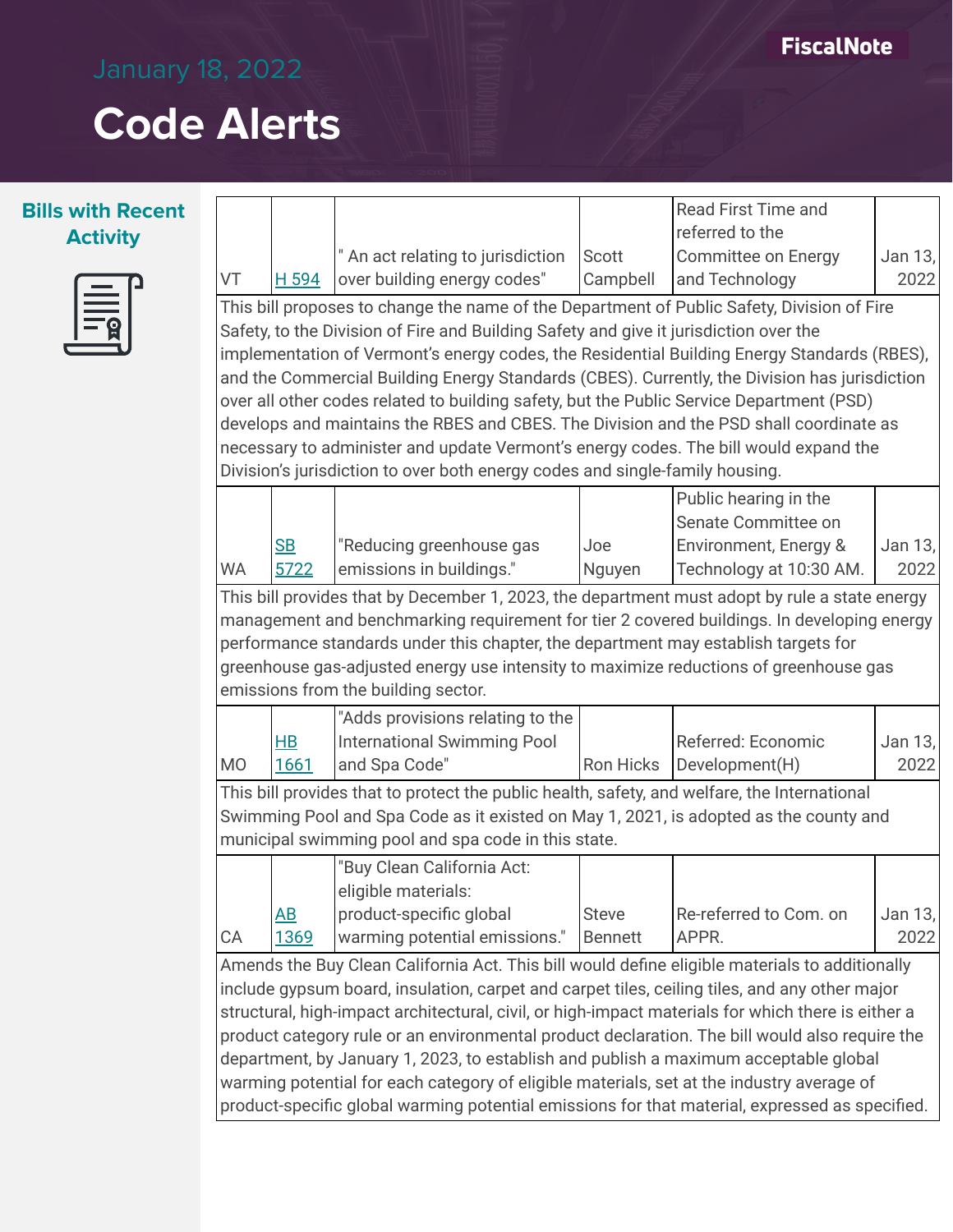January 18, 2022

# Code Alerts

## Bills with Recent Activity

| | | | | | |
|---|---|---|---|---|---|
| VT | H 594 | " An act relating to jurisdiction over building energy codes" | Scott Campbell | Read First Time and referred to the Committee on Energy and Technology | Jan 13, 2022 |
| This bill proposes to change the name of the Department of Public Safety, Division of Fire Safety, to the Division of Fire and Building Safety and give it jurisdiction over the implementation of Vermont's energy codes, the Residential Building Energy Standards (RBES), and the Commercial Building Energy Standards (CBES). Currently, the Division has jurisdiction over all other codes related to building safety, but the Public Service Department (PSD) develops and maintains the RBES and CBES. The Division and the PSD shall coordinate as necessary to administer and update Vermont's energy codes. The bill would expand the Division's jurisdiction to over both energy codes and single-family housing. | | | | | |
| WA | SB 5722 | "Reducing greenhouse gas emissions in buildings." | Joe Nguyen | Public hearing in the Senate Committee on Environment, Energy & Technology at 10:30 AM. | Jan 13, 2022 |
| This bill provides that by December 1, 2023, the department must adopt by rule a state energy management and benchmarking requirement for tier 2 covered buildings. In developing energy performance standards under this chapter, the department may establish targets for greenhouse gas-adjusted energy use intensity to maximize reductions of greenhouse gas emissions from the building sector. | | | | | |
| MO | HB 1661 | "Adds provisions relating to the International Swimming Pool and Spa Code" | Ron Hicks | Referred: Economic Development(H) | Jan 13, 2022 |
| This bill provides that to protect the public health, safety, and welfare, the International Swimming Pool and Spa Code as it existed on May 1, 2021, is adopted as the county and municipal swimming pool and spa code in this state. | | | | | |
| CA | AB 1369 | "Buy Clean California Act: eligible materials: product-specific global warming potential emissions." | Steve Bennett | Re-referred to Com. on APPR. | Jan 13, 2022 |
| Amends the Buy Clean California Act. This bill would define eligible materials to additionally include gypsum board, insulation, carpet and carpet tiles, ceiling tiles, and any other major structural, high-impact architectural, civil, or high-impact materials for which there is either a product category rule or an environmental product declaration. The bill would also require the department, by January 1, 2023, to establish and publish a maximum acceptable global warming potential for each category of eligible materials, set at the industry average of product-specific global warming potential emissions for that material, expressed as specified. | | | | | |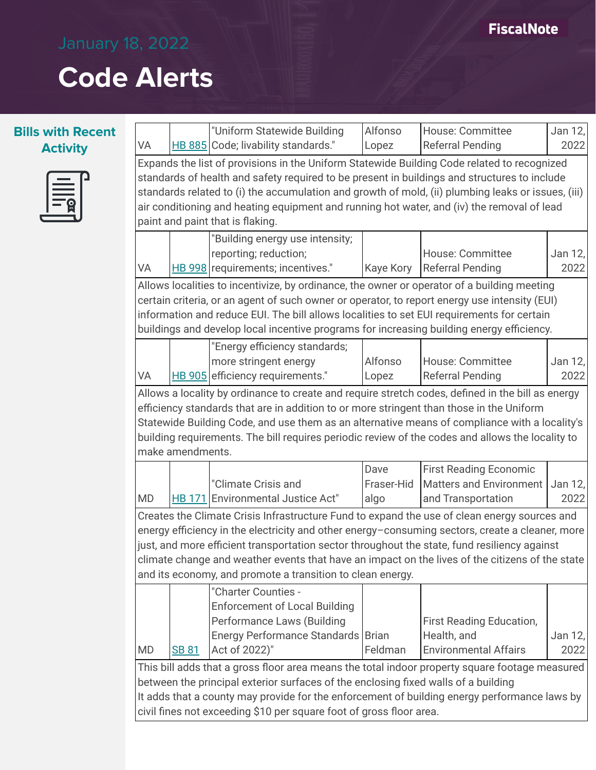January 18, 2022

# Code Alerts

## Bills with Recent Activity

| State | Bill | Title | Sponsor | Status | Date |
|---|---|---|---|---|---|
| VA | HB 885 | "Uniform Statewide Building Code; livability standards." | Alfonso Lopez | House: Committee Referral Pending | Jan 12, 2022 |
| Expands the list of provisions in the Uniform Statewide Building Code related to recognized standards of health and safety required to be present in buildings and structures to include standards related to (i) the accumulation and growth of mold, (ii) plumbing leaks or issues, (iii) air conditioning and heating equipment and running hot water, and (iv) the removal of lead paint and paint that is flaking. | | | | | |
| VA | HB 998 | "Building energy use intensity; reporting; reduction; requirements; incentives." | Kaye Kory | House: Committee Referral Pending | Jan 12, 2022 |
| Allows localities to incentivize, by ordinance, the owner or operator of a building meeting certain criteria, or an agent of such owner or operator, to report energy use intensity (EUI) information and reduce EUI. The bill allows localities to set EUI requirements for certain buildings and develop local incentive programs for increasing building energy efficiency. | | | | | |
| VA | HB 905 | "Energy efficiency standards; more stringent energy efficiency requirements." | Alfonso Lopez | House: Committee Referral Pending | Jan 12, 2022 |
| Allows a locality by ordinance to create and require stretch codes, defined in the bill as energy efficiency standards that are in addition to or more stringent than those in the Uniform Statewide Building Code, and use them as an alternative means of compliance with a locality's building requirements. The bill requires periodic review of the codes and allows the locality to make amendments. | | | | | |
| MD | HB 171 | "Climate Crisis and Environmental Justice Act" | Dave Fraser-Hidalgo | First Reading Economic Matters and Environment and Transportation | Jan 12, 2022 |
| Creates the Climate Crisis Infrastructure Fund to expand the use of clean energy sources and energy efficiency in the electricity and other energy–consuming sectors, create a cleaner, more just, and more efficient transportation sector throughout the state, fund resiliency against climate change and weather events that have an impact on the lives of the citizens of the state and its economy, and promote a transition to clean energy. | | | | | |
| MD | SB 81 | "Charter Counties - Enforcement of Local Building Performance Laws (Building Energy Performance Standards Act of 2022)" | Brian Feldman | First Reading Education, Health, and Environmental Affairs | Jan 12, 2022 |
| This bill adds that a gross floor area means the total indoor property square footage measured between the principal exterior surfaces of the enclosing fixed walls of a building It adds that a county may provide for the enforcement of building energy performance laws by civil fines not exceeding $10 per square foot of gross floor area. | | | | | |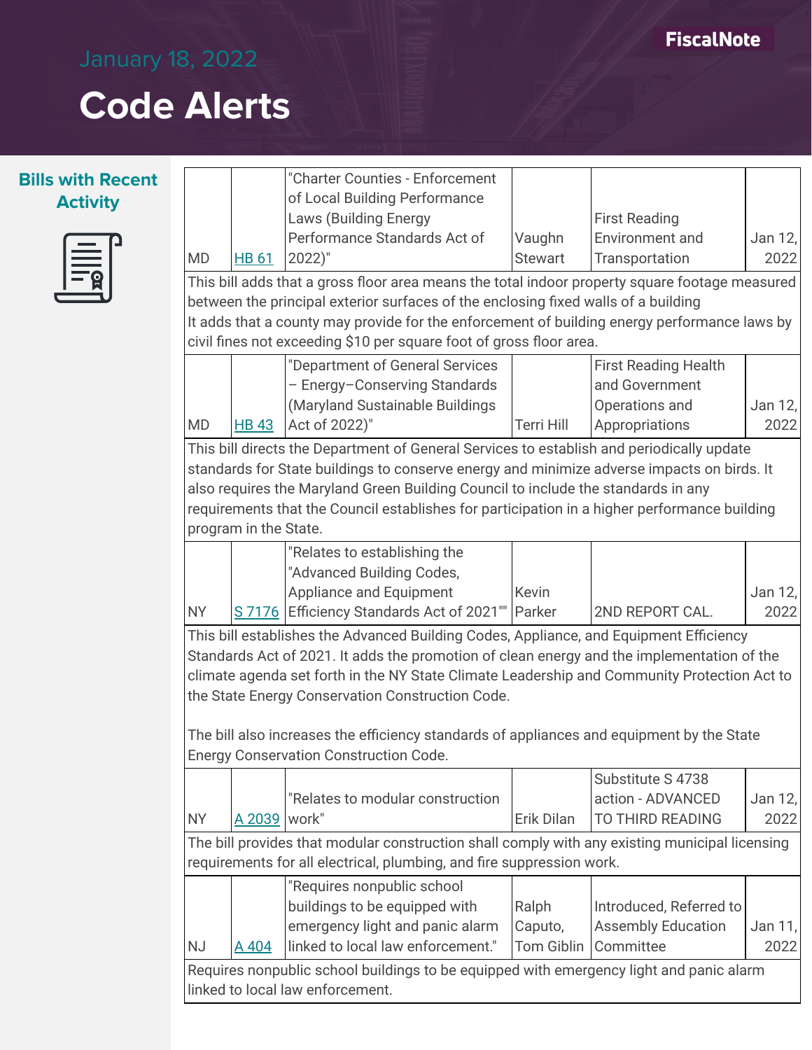# January 18, 2022

# Code Alerts

## Bills with Recent Activity

| State | Bill | Title | Sponsor | Status | Date |
|---|---|---|---|---|---|
| MD | HB 61 | "Charter Counties - Enforcement of Local Building Performance Laws (Building Energy Performance Standards Act of 2022)" | Vaughn Stewart | First Reading Environment and Transportation | Jan 12, 2022 |
| This bill adds that a gross floor area means the total indoor property square footage measured between the principal exterior surfaces of the enclosing fixed walls of a building It adds that a county may provide for the enforcement of building energy performance laws by civil fines not exceeding $10 per square foot of gross floor area. | | | | | |
| MD | HB 43 | "Department of General Services – Energy–Conserving Standards (Maryland Sustainable Buildings Act of 2022)" | Terri Hill | First Reading Health and Government Operations and Appropriations | Jan 12, 2022 |
| This bill directs the Department of General Services to establish and periodically update standards for State buildings to conserve energy and minimize adverse impacts on birds. It also requires the Maryland Green Building Council to include the standards in any requirements that the Council establishes for participation in a higher performance building program in the State. | | | | | |
| NY | S 7176 | "Relates to establishing the "Advanced Building Codes, Appliance and Equipment Efficiency Standards Act of 2021"" | Kevin Parker | 2ND REPORT CAL. | Jan 12, 2022 |
| This bill establishes the Advanced Building Codes, Appliance, and Equipment Efficiency Standards Act of 2021. It adds the promotion of clean energy and the implementation of the climate agenda set forth in the NY State Climate Leadership and Community Protection Act to the State Energy Conservation Construction Code. The bill also increases the efficiency standards of appliances and equipment by the State Energy Conservation Construction Code. | | | | | |
| NY | A 2039 | "Relates to modular construction work" | Erik Dilan | Substitute S 4738 action - ADVANCED TO THIRD READING | Jan 12, 2022 |
| The bill provides that modular construction shall comply with any existing municipal licensing requirements for all electrical, plumbing, and fire suppression work. | | | | | |
| NJ | A 404 | "Requires nonpublic school buildings to be equipped with emergency light and panic alarm linked to local law enforcement." | Ralph Caputo, Tom Giblin | Introduced, Referred to Assembly Education Committee | Jan 11, 2022 |
| Requires nonpublic school buildings to be equipped with emergency light and panic alarm linked to local law enforcement. | | | | | |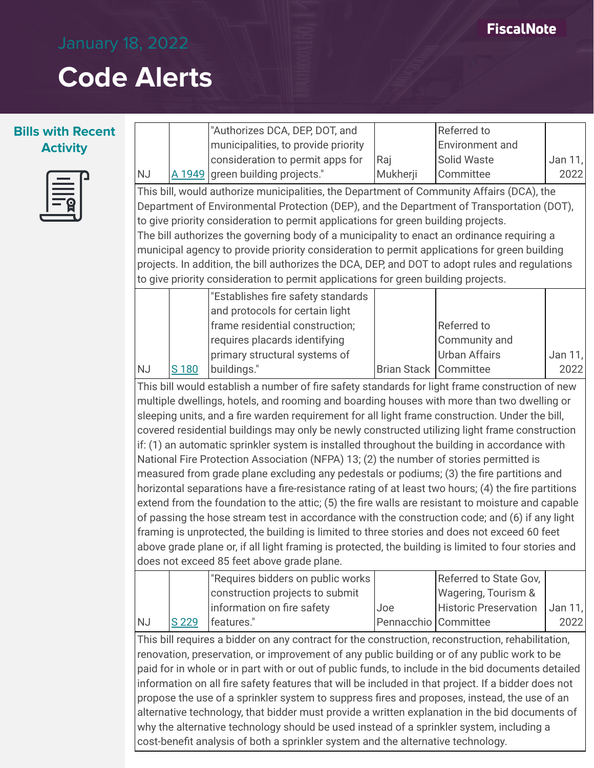# Code Alerts

January 18, 2022

## Bills with Recent Activity

| State | Bill | Title | Sponsor | Status | Date |
|---|---|---|---|---|---|
| NJ | A 1949 | "Authorizes DCA, DEP, DOT, and municipalities, to provide priority consideration to permit apps for green building projects." | Raj Mukherji | Referred to Environment and Solid Waste Committee | Jan 11, 2022 |

This bill, would authorize municipalities, the Department of Community Affairs (DCA), the Department of Environmental Protection (DEP), and the Department of Transportation (DOT), to give priority consideration to permit applications for green building projects.
The bill authorizes the governing body of a municipality to enact an ordinance requiring a municipal agency to provide priority consideration to permit applications for green building projects. In addition, the bill authorizes the DCA, DEP, and DOT to adopt rules and regulations to give priority consideration to permit applications for green building projects.

| State | Bill | Title | Sponsor | Status | Date |
|---|---|---|---|---|---|
| NJ | S 180 | "Establishes fire safety standards and protocols for certain light frame residential construction; requires placards identifying primary structural systems of buildings." | Brian Stack | Referred to Community and Urban Affairs Committee | Jan 11, 2022 |

This bill would establish a number of fire safety standards for light frame construction of new multiple dwellings, hotels, and rooming and boarding houses with more than two dwelling or sleeping units, and a fire warden requirement for all light frame construction. Under the bill, covered residential buildings may only be newly constructed utilizing light frame construction if: (1) an automatic sprinkler system is installed throughout the building in accordance with National Fire Protection Association (NFPA) 13; (2) the number of stories permitted is measured from grade plane excluding any pedestals or podiums; (3) the fire partitions and horizontal separations have a fire-resistance rating of at least two hours; (4) the fire partitions extend from the foundation to the attic; (5) the fire walls are resistant to moisture and capable of passing the hose stream test in accordance with the construction code; and (6) if any light framing is unprotected, the building is limited to three stories and does not exceed 60 feet above grade plane or, if all light framing is protected, the building is limited to four stories and does not exceed 85 feet above grade plane.

| State | Bill | Title | Sponsor | Status | Date |
|---|---|---|---|---|---|
| NJ | S 229 | "Requires bidders on public works construction projects to submit information on fire safety features." | Joe Pennacchio | Referred to State Gov, Wagering, Tourism & Historic Preservation Committee | Jan 11, 2022 |

This bill requires a bidder on any contract for the construction, reconstruction, rehabilitation, renovation, preservation, or improvement of any public building or of any public work to be paid for in whole or in part with or out of public funds, to include in the bid documents detailed information on all fire safety features that will be included in that project. If a bidder does not propose the use of a sprinkler system to suppress fires and proposes, instead, the use of an alternative technology, that bidder must provide a written explanation in the bid documents of why the alternative technology should be used instead of a sprinkler system, including a cost-benefit analysis of both a sprinkler system and the alternative technology.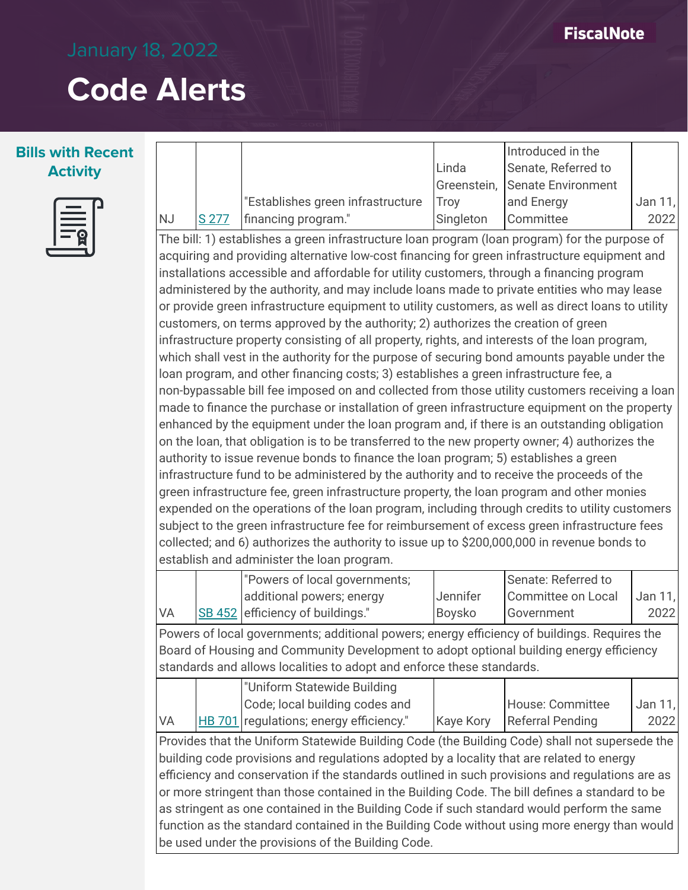# January 18, 2022

# Code Alerts

## Bills with Recent Activity

| State | Bill | Title | Sponsor | Status | Date |
|---|---|---|---|---|---|
| NJ | S 277 | "Establishes green infrastructure financing program." | Linda Greenstein, Troy Singleton | Introduced in the Senate, Referred to Senate Environment and Energy Committee | Jan 11, 2022 |

The bill: 1) establishes a green infrastructure loan program (loan program) for the purpose of acquiring and providing alternative low-cost financing for green infrastructure equipment and installations accessible and affordable for utility customers, through a financing program administered by the authority, and may include loans made to private entities who may lease or provide green infrastructure equipment to utility customers, as well as direct loans to utility customers, on terms approved by the authority; 2) authorizes the creation of green infrastructure property consisting of all property, rights, and interests of the loan program, which shall vest in the authority for the purpose of securing bond amounts payable under the loan program, and other financing costs; 3) establishes a green infrastructure fee, a non-bypassable bill fee imposed on and collected from those utility customers receiving a loan made to finance the purchase or installation of green infrastructure equipment on the property enhanced by the equipment under the loan program and, if there is an outstanding obligation on the loan, that obligation is to be transferred to the new property owner; 4) authorizes the authority to issue revenue bonds to finance the loan program; 5) establishes a green infrastructure fund to be administered by the authority and to receive the proceeds of the green infrastructure fee, green infrastructure property, the loan program and other monies expended on the operations of the loan program, including through credits to utility customers subject to the green infrastructure fee for reimbursement of excess green infrastructure fees collected; and 6) authorizes the authority to issue up to $200,000,000 in revenue bonds to establish and administer the loan program.

| State | Bill | Title | Sponsor | Status | Date |
|---|---|---|---|---|---|
| VA | SB 452 | "Powers of local governments; additional powers; energy efficiency of buildings." | Jennifer Boysko | Senate: Referred to Committee on Local Government | Jan 11, 2022 |

Powers of local governments; additional powers; energy efficiency of buildings. Requires the Board of Housing and Community Development to adopt optional building energy efficiency standards and allows localities to adopt and enforce these standards.

| State | Bill | Title | Sponsor | Status | Date |
|---|---|---|---|---|---|
| VA | HB 701 | "Uniform Statewide Building Code; local building codes and regulations; energy efficiency." | Kaye Kory | House: Committee Referral Pending | Jan 11, 2022 |

Provides that the Uniform Statewide Building Code (the Building Code) shall not supersede the building code provisions and regulations adopted by a locality that are related to energy efficiency and conservation if the standards outlined in such provisions and regulations are as or more stringent than those contained in the Building Code. The bill defines a standard to be as stringent as one contained in the Building Code if such standard would perform the same function as the standard contained in the Building Code without using more energy than would be used under the provisions of the Building Code.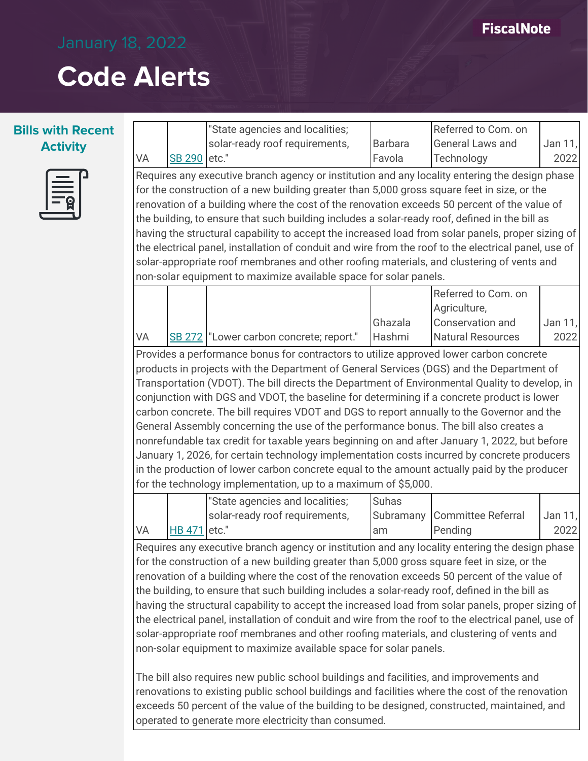# January 18, 2022

# Code Alerts

## Bills with Recent Activity

| VA | SB 290 | "State agencies and localities; solar-ready roof requirements, etc." | Barbara Favola | Referred to Com. on General Laws and Technology | Jan 11, 2022 |
|---|---|---|---|---|---|
| Requires any executive branch agency or institution and any locality entering the design phase for the construction of a new building greater than 5,000 gross square feet in size, or the renovation of a building where the cost of the renovation exceeds 50 percent of the value of the building, to ensure that such building includes a solar-ready roof, defined in the bill as having the structural capability to accept the increased load from solar panels, proper sizing of the electrical panel, installation of conduit and wire from the roof to the electrical panel, use of solar-appropriate roof membranes and other roofing materials, and clustering of vents and non-solar equipment to maximize available space for solar panels. | | | | | |
| VA | SB 272 | "Lower carbon concrete; report." | Ghazala Hashmi | Referred to Com. on Agriculture, Conservation and Natural Resources | Jan 11, 2022 |
| Provides a performance bonus for contractors to utilize approved lower carbon concrete products in projects with the Department of General Services (DGS) and the Department of Transportation (VDOT). The bill directs the Department of Environmental Quality to develop, in conjunction with DGS and VDOT, the baseline for determining if a concrete product is lower carbon concrete. The bill requires VDOT and DGS to report annually to the Governor and the General Assembly concerning the use of the performance bonus. The bill also creates a nonrefundable tax credit for taxable years beginning on and after January 1, 2022, but before January 1, 2026, for certain technology implementation costs incurred by concrete producers in the production of lower carbon concrete equal to the amount actually paid by the producer for the technology implementation, up to a maximum of $5,000. | | | | | |
| VA | HB 471 | "State agencies and localities; solar-ready roof requirements, etc." | Suhas Subramanyam | Committee Referral Pending | Jan 11, 2022 |
| Requires any executive branch agency or institution and any locality entering the design phase for the construction of a new building greater than 5,000 gross square feet in size, or the renovation of a building where the cost of the renovation exceeds 50 percent of the value of the building, to ensure that such building includes a solar-ready roof, defined in the bill as having the structural capability to accept the increased load from solar panels, proper sizing of the electrical panel, installation of conduit and wire from the roof to the electrical panel, use of solar-appropriate roof membranes and other roofing materials, and clustering of vents and non-solar equipment to maximize available space for solar panels. <br><br> The bill also requires new public school buildings and facilities, and improvements and renovations to existing public school buildings and facilities where the cost of the renovation exceeds 50 percent of the value of the building to be designed, constructed, maintained, and operated to generate more electricity than consumed. | | | | | |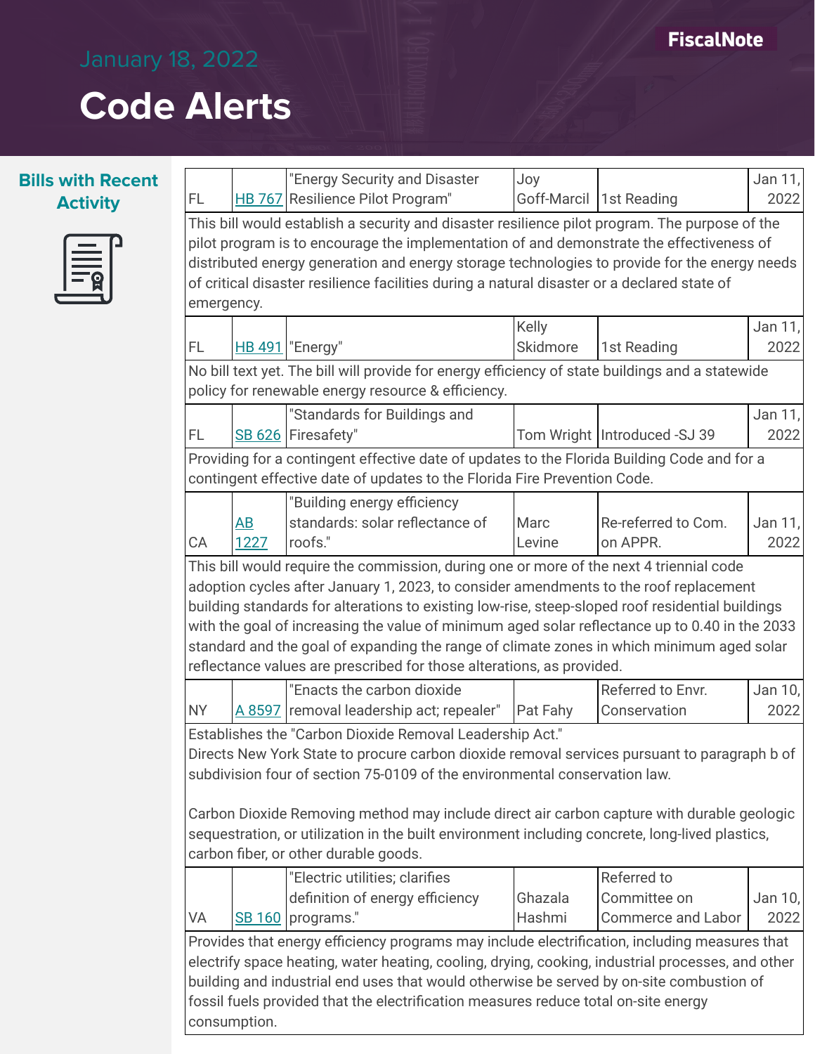# January 18, 2022

# Code Alerts

## Bills with Recent Activity

| State | Bill | Title | Sponsor | Status | Date |
|---|---|---|---|---|---|
| FL | HB 767 | "Energy Security and Disaster Resilience Pilot Program" | Joy Goff-Marcil | 1st Reading | Jan 11, 2022 |
| This bill would establish a security and disaster resilience pilot program. The purpose of the pilot program is to encourage the implementation of and demonstrate the effectiveness of distributed energy generation and energy storage technologies to provide for the energy needs of critical disaster resilience facilities during a natural disaster or a declared state of emergency. | | | | | |
| FL | HB 491 | "Energy" | Kelly Skidmore | 1st Reading | Jan 11, 2022 |
| No bill text yet. The bill will provide for energy efficiency of state buildings and a statewide policy for renewable energy resource & efficiency. | | | | | |
| FL | SB 626 | "Standards for Buildings and Firesafety" | Tom Wright | Introduced -SJ 39 | Jan 11, 2022 |
| Providing for a contingent effective date of updates to the Florida Building Code and for a contingent effective date of updates to the Florida Fire Prevention Code. | | | | | |
| CA | AB 1227 | "Building energy efficiency standards: solar reflectance of roofs." | Marc Levine | Re-referred to Com. on APPR. | Jan 11, 2022 |
| This bill would require the commission, during one or more of the next 4 triennial code adoption cycles after January 1, 2023, to consider amendments to the roof replacement building standards for alterations to existing low-rise, steep-sloped roof residential buildings with the goal of increasing the value of minimum aged solar reflectance up to 0.40 in the 2033 standard and the goal of expanding the range of climate zones in which minimum aged solar reflectance values are prescribed for those alterations, as provided. | | | | | |
| NY | A 8597 | "Enacts the carbon dioxide removal leadership act; repealer" | Pat Fahy | Referred to Envr. Conservation | Jan 10, 2022 |
| Establishes the "Carbon Dioxide Removal Leadership Act." Directs New York State to procure carbon dioxide removal services pursuant to paragraph b of subdivision four of section 75-0109 of the environmental conservation law. Carbon Dioxide Removing method may include direct air carbon capture with durable geologic sequestration, or utilization in the built environment including concrete, long-lived plastics, carbon fiber, or other durable goods. | | | | | |
| VA | SB 160 | "Electric utilities; clarifies definition of energy efficiency programs." | Ghazala Hashmi | Referred to Committee on Commerce and Labor | Jan 10, 2022 |
| Provides that energy efficiency programs may include electrification, including measures that electrify space heating, water heating, cooling, drying, cooking, industrial processes, and other building and industrial end uses that would otherwise be served by on-site combustion of fossil fuels provided that the electrification measures reduce total on-site energy consumption. | | | | | |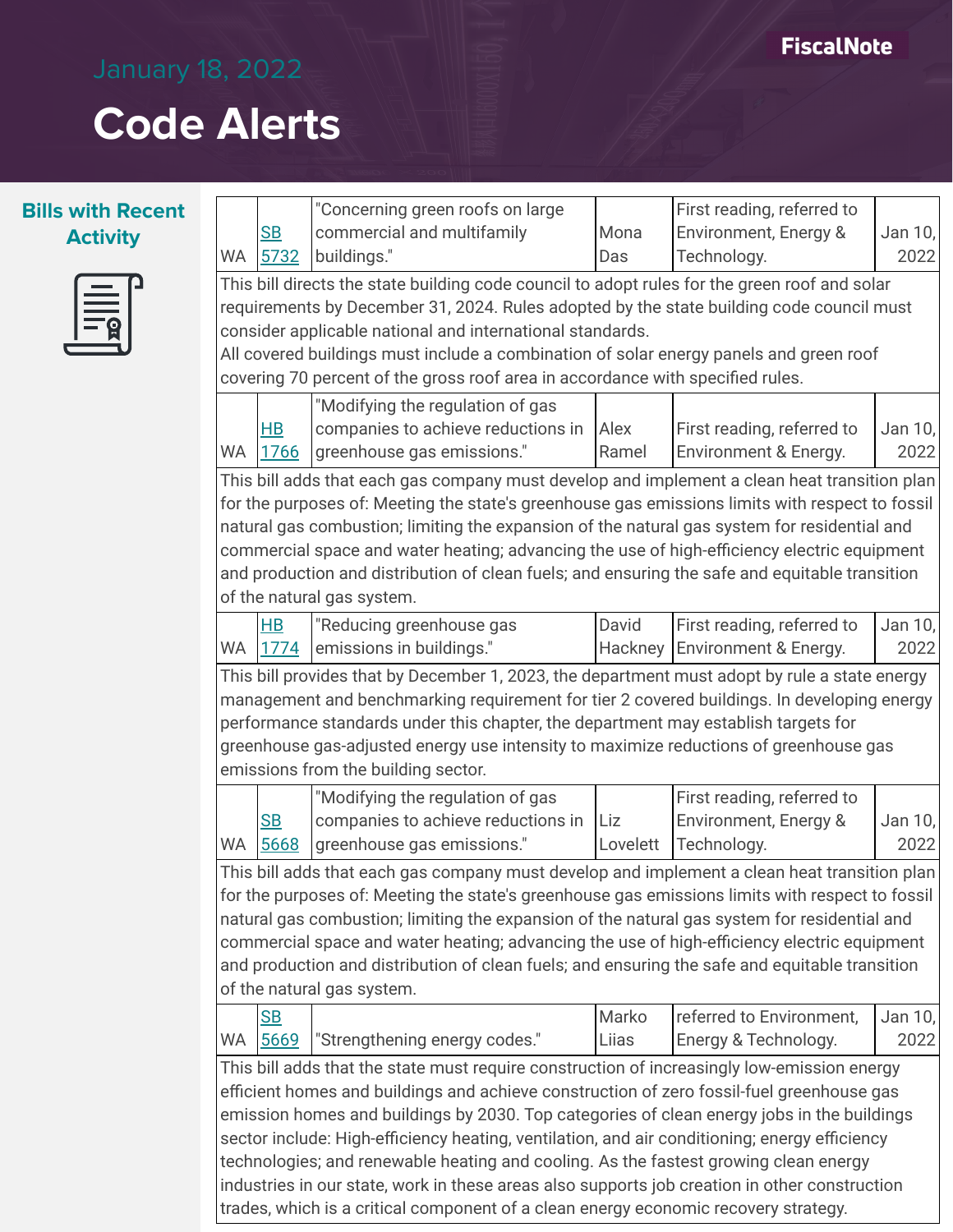# January 18, 2022

# Code Alerts

## Bills with Recent Activity

| State | Bill | Title | Sponsor | Status | Date |
|---|---|---|---|---|---|
| WA | SB 5732 | "Concerning green roofs on large commercial and multifamily buildings." | Mona Das | First reading, referred to Environment, Energy & Technology. | Jan 10, 2022 |
| This bill directs the state building code council to adopt rules for the green roof and solar requirements by December 31, 2024. Rules adopted by the state building code council must consider applicable national and international standards. All covered buildings must include a combination of solar energy panels and green roof covering 70 percent of the gross roof area in accordance with specified rules. | | | | | |
| WA | HB 1766 | "Modifying the regulation of gas companies to achieve reductions in greenhouse gas emissions." | Alex Ramel | First reading, referred to Environment & Energy. | Jan 10, 2022 |
| This bill adds that each gas company must develop and implement a clean heat transition plan for the purposes of: Meeting the state's greenhouse gas emissions limits with respect to fossil natural gas combustion; limiting the expansion of the natural gas system for residential and commercial space and water heating; advancing the use of high-efficiency electric equipment and production and distribution of clean fuels; and ensuring the safe and equitable transition of the natural gas system. | | | | | |
| WA | HB 1774 | "Reducing greenhouse gas emissions in buildings." | David Hackney | First reading, referred to Environment & Energy. | Jan 10, 2022 |
| This bill provides that by December 1, 2023, the department must adopt by rule a state energy management and benchmarking requirement for tier 2 covered buildings. In developing energy performance standards under this chapter, the department may establish targets for greenhouse gas-adjusted energy use intensity to maximize reductions of greenhouse gas emissions from the building sector. | | | | | |
| WA | SB 5668 | "Modifying the regulation of gas companies to achieve reductions in greenhouse gas emissions." | Liz Lovelett | First reading, referred to Environment, Energy & Technology. | Jan 10, 2022 |
| This bill adds that each gas company must develop and implement a clean heat transition plan for the purposes of: Meeting the state's greenhouse gas emissions limits with respect to fossil natural gas combustion; limiting the expansion of the natural gas system for residential and commercial space and water heating; advancing the use of high-efficiency electric equipment and production and distribution of clean fuels; and ensuring the safe and equitable transition of the natural gas system. | | | | | |
| WA | SB 5669 | "Strengthening energy codes." | Marko Liias | referred to Environment, Energy & Technology. | Jan 10, 2022 |
| This bill adds that the state must require construction of increasingly low-emission energy efficient homes and buildings and achieve construction of zero fossil-fuel greenhouse gas emission homes and buildings by 2030. Top categories of clean energy jobs in the buildings sector include: High-efficiency heating, ventilation, and air conditioning; energy efficiency technologies; and renewable heating and cooling. As the fastest growing clean energy industries in our state, work in these areas also supports job creation in other construction trades, which is a critical component of a clean energy economic recovery strategy. | | | | | |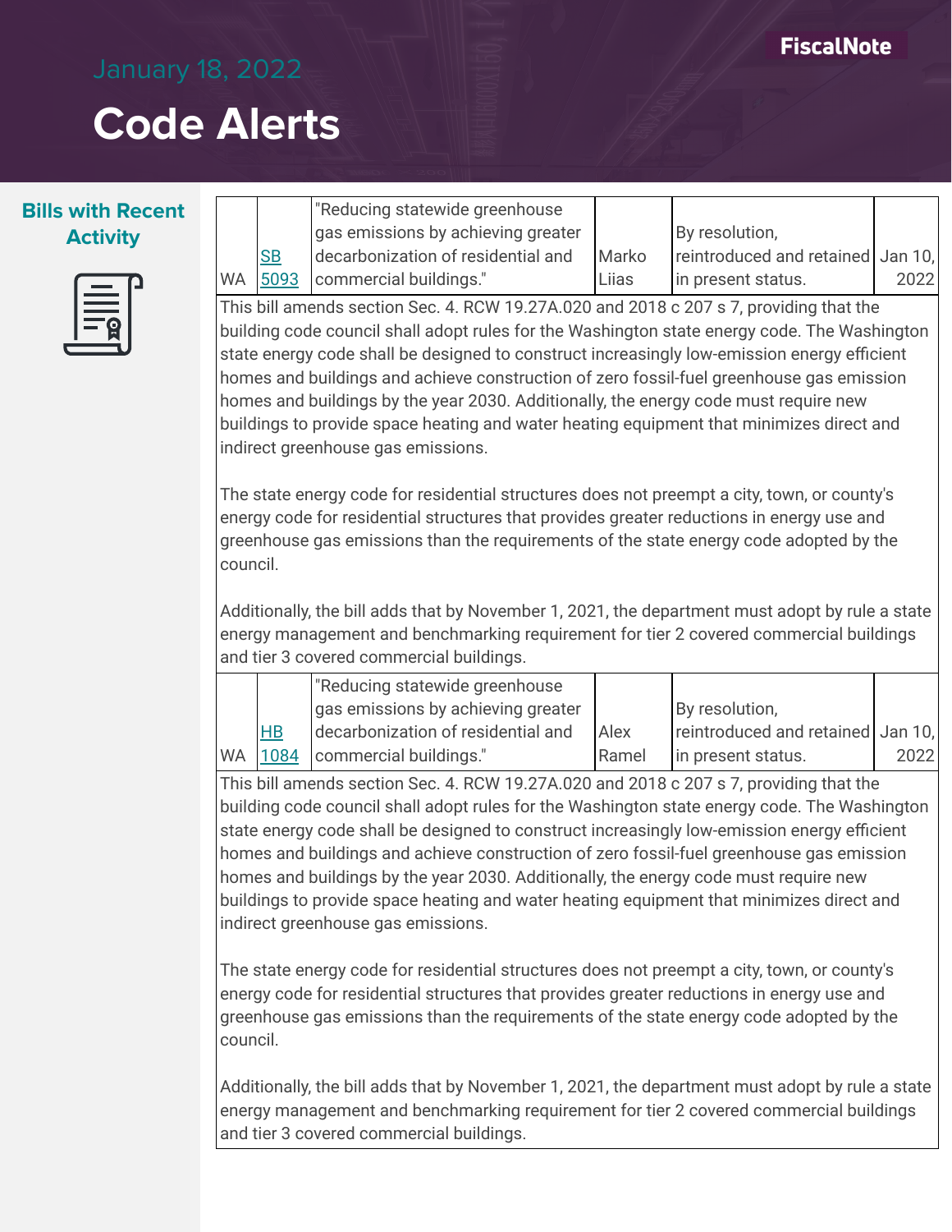# January 18, 2022

# Code Alerts

FiscalNote

## Bills with Recent Activity

| | | | | | |
|---|---|---|---|---|---|
| WA | SB 5093 | "Reducing statewide greenhouse gas emissions by achieving greater decarbonization of residential and commercial buildings." | Marko Liias | By resolution, reintroduced and retained in present status. | Jan 10, 2022 |

This bill amends section Sec. 4. RCW 19.27A.020 and 2018 c 207 s 7, providing that the building code council shall adopt rules for the Washington state energy code. The Washington state energy code shall be designed to construct increasingly low-emission energy efficient homes and buildings and achieve construction of zero fossil-fuel greenhouse gas emission homes and buildings by the year 2030. Additionally, the energy code must require new buildings to provide space heating and water heating equipment that minimizes direct and indirect greenhouse gas emissions.

The state energy code for residential structures does not preempt a city, town, or county's energy code for residential structures that provides greater reductions in energy use and greenhouse gas emissions than the requirements of the state energy code adopted by the council.

Additionally, the bill adds that by November 1, 2021, the department must adopt by rule a state energy management and benchmarking requirement for tier 2 covered commercial buildings and tier 3 covered commercial buildings.

| | | | | | |
|---|---|---|---|---|---|
| WA | HB 1084 | "Reducing statewide greenhouse gas emissions by achieving greater decarbonization of residential and commercial buildings." | Alex Ramel | By resolution, reintroduced and retained in present status. | Jan 10, 2022 |

This bill amends section Sec. 4. RCW 19.27A.020 and 2018 c 207 s 7, providing that the building code council shall adopt rules for the Washington state energy code. The Washington state energy code shall be designed to construct increasingly low-emission energy efficient homes and buildings and achieve construction of zero fossil-fuel greenhouse gas emission homes and buildings by the year 2030. Additionally, the energy code must require new buildings to provide space heating and water heating equipment that minimizes direct and indirect greenhouse gas emissions.

The state energy code for residential structures does not preempt a city, town, or county's energy code for residential structures that provides greater reductions in energy use and greenhouse gas emissions than the requirements of the state energy code adopted by the council.

Additionally, the bill adds that by November 1, 2021, the department must adopt by rule a state energy management and benchmarking requirement for tier 2 covered commercial buildings and tier 3 covered commercial buildings.